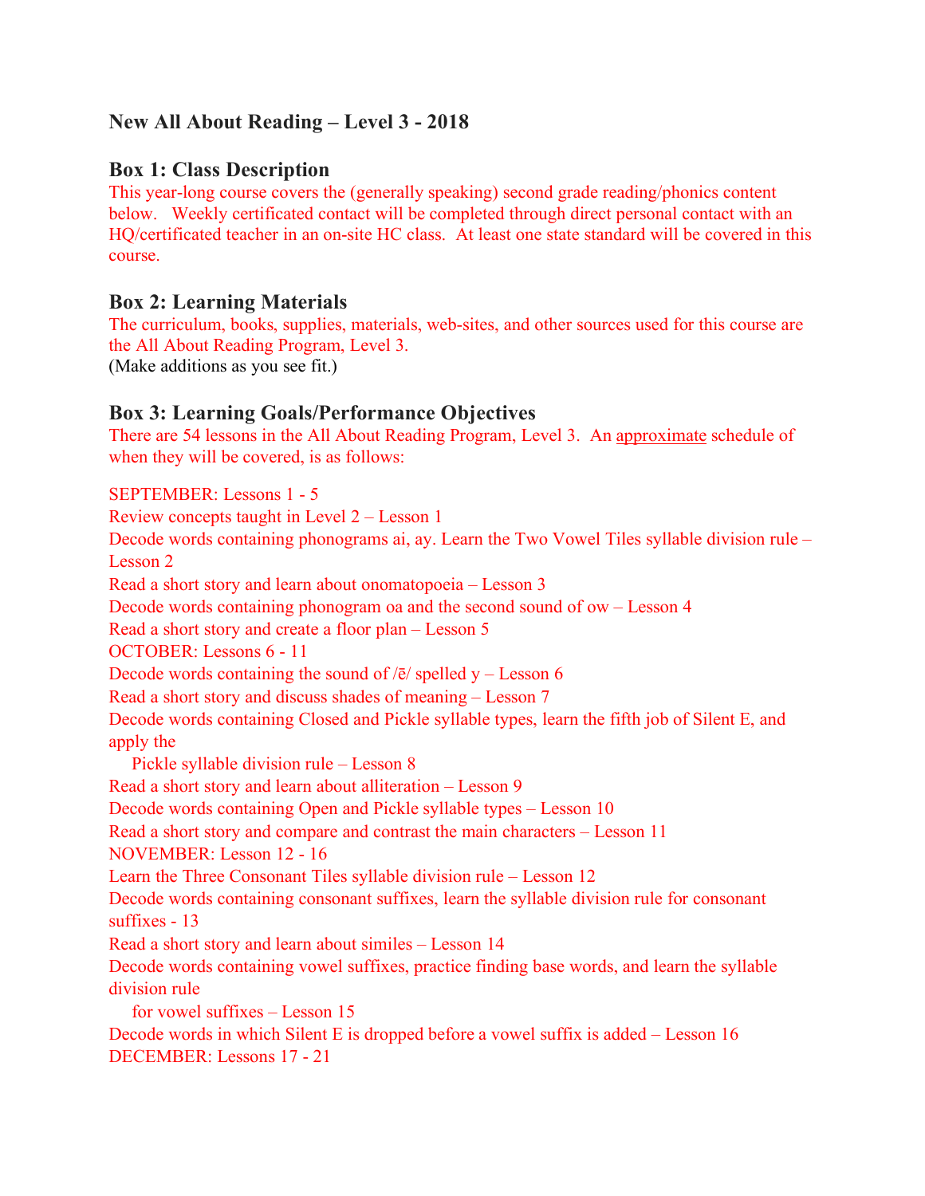### New All About Reading – Level 3 - 2018

### Box 1: Class Description

This year-long course covers the (generally speaking) second grade reading/phonics content below. Weekly certificated contact will be completed through direct personal contact with an HQ/certificated teacher in an on-site HC class. At least one state standard will be covered in this course.

### Box 2: Learning Materials

The curriculum, books, supplies, materials, web-sites, and other sources used for this course are the All About Reading Program, Level 3.
(Make additions as you see fit.)

### Box 3: Learning Goals/Performance Objectives

There are 54 lessons in the All About Reading Program, Level 3. An approximate schedule of when they will be covered, is as follows:

SEPTEMBER: Lessons 1 - 5
Review concepts taught in Level 2 – Lesson 1
Decode words containing phonograms ai, ay. Learn the Two Vowel Tiles syllable division rule – Lesson 2
Read a short story and learn about onomatopoeia – Lesson 3
Decode words containing phonogram oa and the second sound of ow – Lesson 4
Read a short story and create a floor plan – Lesson 5
OCTOBER: Lessons 6 - 11
Decode words containing the sound of /ē/ spelled y – Lesson 6
Read a short story and discuss shades of meaning – Lesson 7
Decode words containing Closed and Pickle syllable types, learn the fifth job of Silent E, and apply the
    Pickle syllable division rule – Lesson 8
Read a short story and learn about alliteration – Lesson 9
Decode words containing Open and Pickle syllable types – Lesson 10
Read a short story and compare and contrast the main characters – Lesson 11
NOVEMBER: Lesson 12 - 16
Learn the Three Consonant Tiles syllable division rule – Lesson 12
Decode words containing consonant suffixes, learn the syllable division rule for consonant suffixes - 13
Read a short story and learn about similes – Lesson 14
Decode words containing vowel suffixes, practice finding base words, and learn the syllable division rule
    for vowel suffixes – Lesson 15
Decode words in which Silent E is dropped before a vowel suffix is added – Lesson 16
DECEMBER: Lessons 17 - 21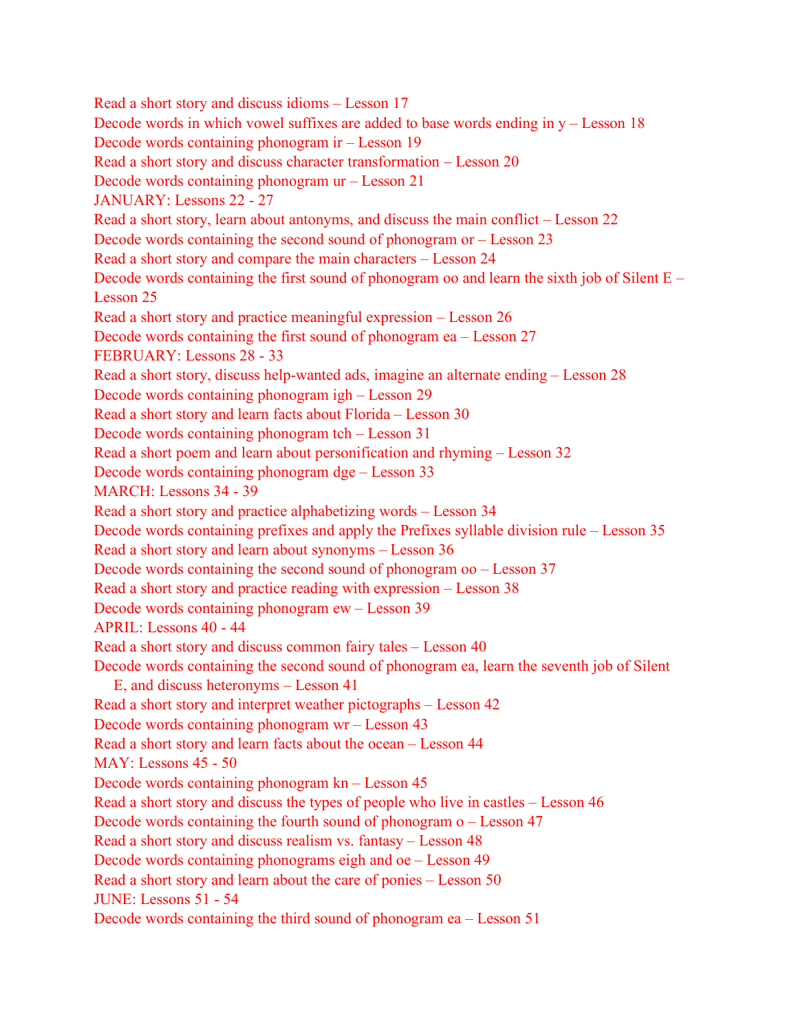Read a short story and discuss idioms – Lesson 17
Decode words in which vowel suffixes are added to base words ending in y – Lesson 18
Decode words containing phonogram ir – Lesson 19
Read a short story and discuss character transformation – Lesson 20
Decode words containing phonogram ur – Lesson 21
JANUARY: Lessons 22 - 27
Read a short story, learn about antonyms, and discuss the main conflict – Lesson 22
Decode words containing the second sound of phonogram or – Lesson 23
Read a short story and compare the main characters – Lesson 24
Decode words containing the first sound of phonogram oo and learn the sixth job of Silent E – Lesson 25
Read a short story and practice meaningful expression – Lesson 26
Decode words containing the first sound of phonogram ea – Lesson 27
FEBRUARY: Lessons 28 - 33
Read a short story, discuss help-wanted ads, imagine an alternate ending – Lesson 28
Decode words containing phonogram igh – Lesson 29
Read a short story and learn facts about Florida – Lesson 30
Decode words containing phonogram tch – Lesson 31
Read a short poem and learn about personification and rhyming – Lesson 32
Decode words containing phonogram dge – Lesson 33
MARCH: Lessons 34 - 39
Read a short story and practice alphabetizing words – Lesson 34
Decode words containing prefixes and apply the Prefixes syllable division rule – Lesson 35
Read a short story and learn about synonyms – Lesson 36
Decode words containing the second sound of phonogram oo – Lesson 37
Read a short story and practice reading with expression – Lesson 38
Decode words containing phonogram ew – Lesson 39
APRIL: Lessons 40 - 44
Read a short story and discuss common fairy tales – Lesson 40
Decode words containing the second sound of phonogram ea, learn the seventh job of Silent E, and discuss heteronyms – Lesson 41
Read a short story and interpret weather pictographs – Lesson 42
Decode words containing phonogram wr – Lesson 43
Read a short story and learn facts about the ocean – Lesson 44
MAY: Lessons 45 - 50
Decode words containing phonogram kn – Lesson 45
Read a short story and discuss the types of people who live in castles – Lesson 46
Decode words containing the fourth sound of phonogram o – Lesson 47
Read a short story and discuss realism vs. fantasy – Lesson 48
Decode words containing phonograms eigh and oe – Lesson 49
Read a short story and learn about the care of ponies – Lesson 50
JUNE: Lessons 51 - 54
Decode words containing the third sound of phonogram ea – Lesson 51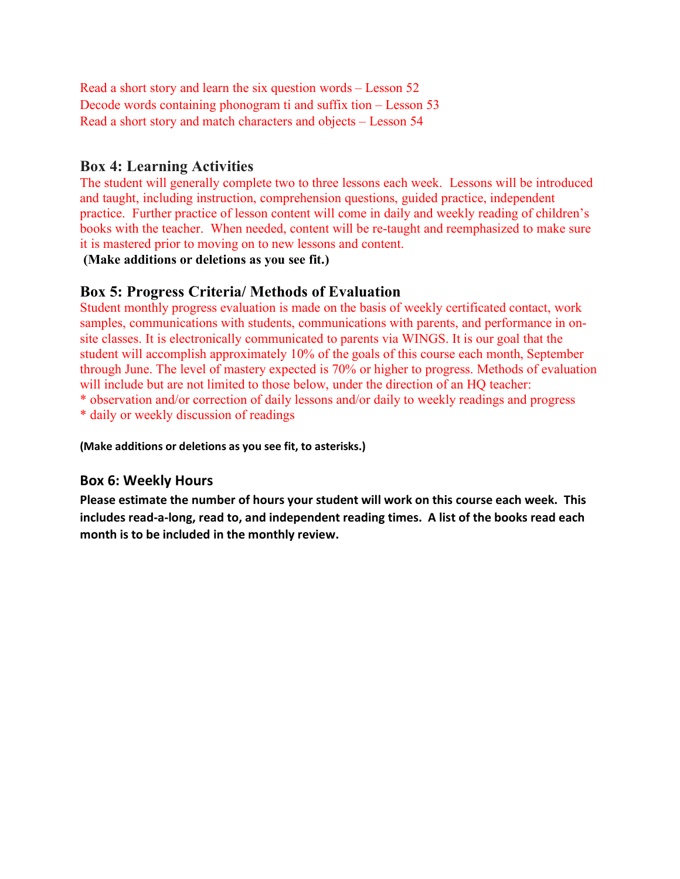Read a short story and learn the six question words – Lesson 52
Decode words containing phonogram ti and suffix tion – Lesson 53
Read a short story and match characters and objects – Lesson 54

## Box 4: Learning Activities

The student will generally complete two to three lessons each week. Lessons will be introduced and taught, including instruction, comprehension questions, guided practice, independent practice. Further practice of lesson content will come in daily and weekly reading of children's books with the teacher. When needed, content will be re-taught and reemphasized to make sure it is mastered prior to moving on to new lessons and content.

**(Make additions or deletions as you see fit.)**

## Box 5: Progress Criteria/ Methods of Evaluation

Student monthly progress evaluation is made on the basis of weekly certificated contact, work samples, communications with students, communications with parents, and performance in on-site classes. It is electronically communicated to parents via WINGS. It is our goal that the student will accomplish approximately 10% of the goals of this course each month, September through June. The level of mastery expected is 70% or higher to progress. Methods of evaluation will include but are not limited to those below, under the direction of an HQ teacher:

* observation and/or correction of daily lessons and/or daily to weekly readings and progress
* daily or weekly discussion of readings

**(Make additions or deletions as you see fit, to asterisks.)**

## Box 6: Weekly Hours

**Please estimate the number of hours your student will work on this course each week. This includes read-a-long, read to, and independent reading times. A list of the books read each month is to be included in the monthly review.**